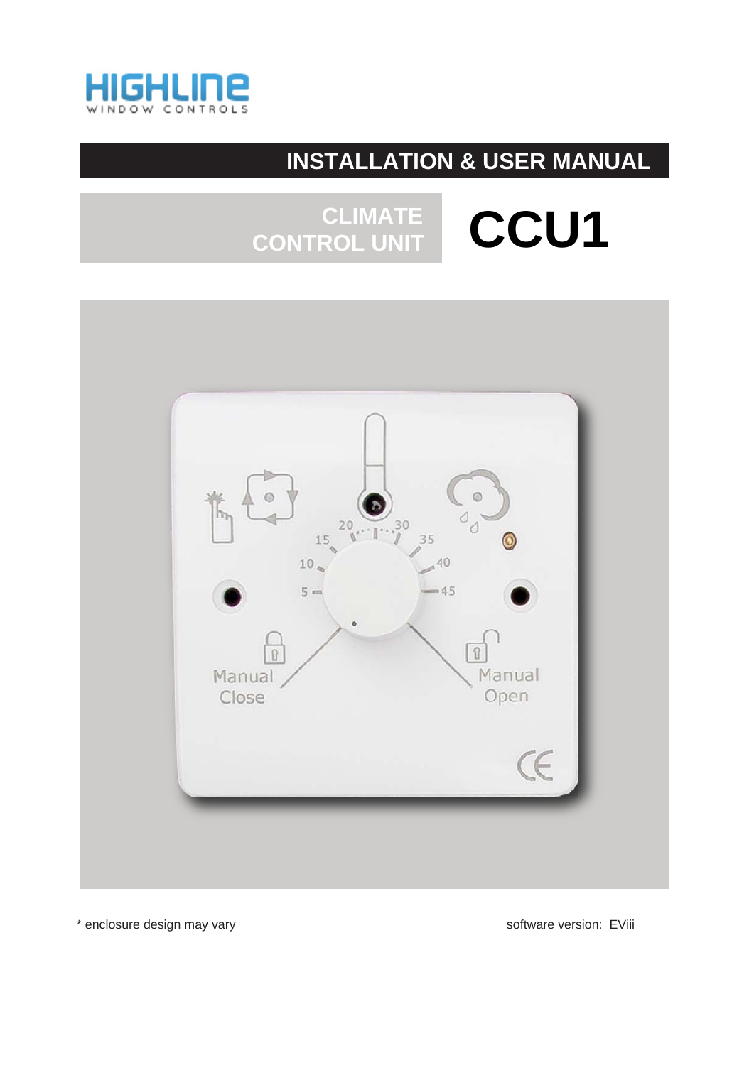HIGHLINE
WINDOW CONTROLS

# INSTALLATION & USER MANUAL

## CLIMATE CONTROL UNIT

# CCU1

\* enclosure design may vary

software version: EViii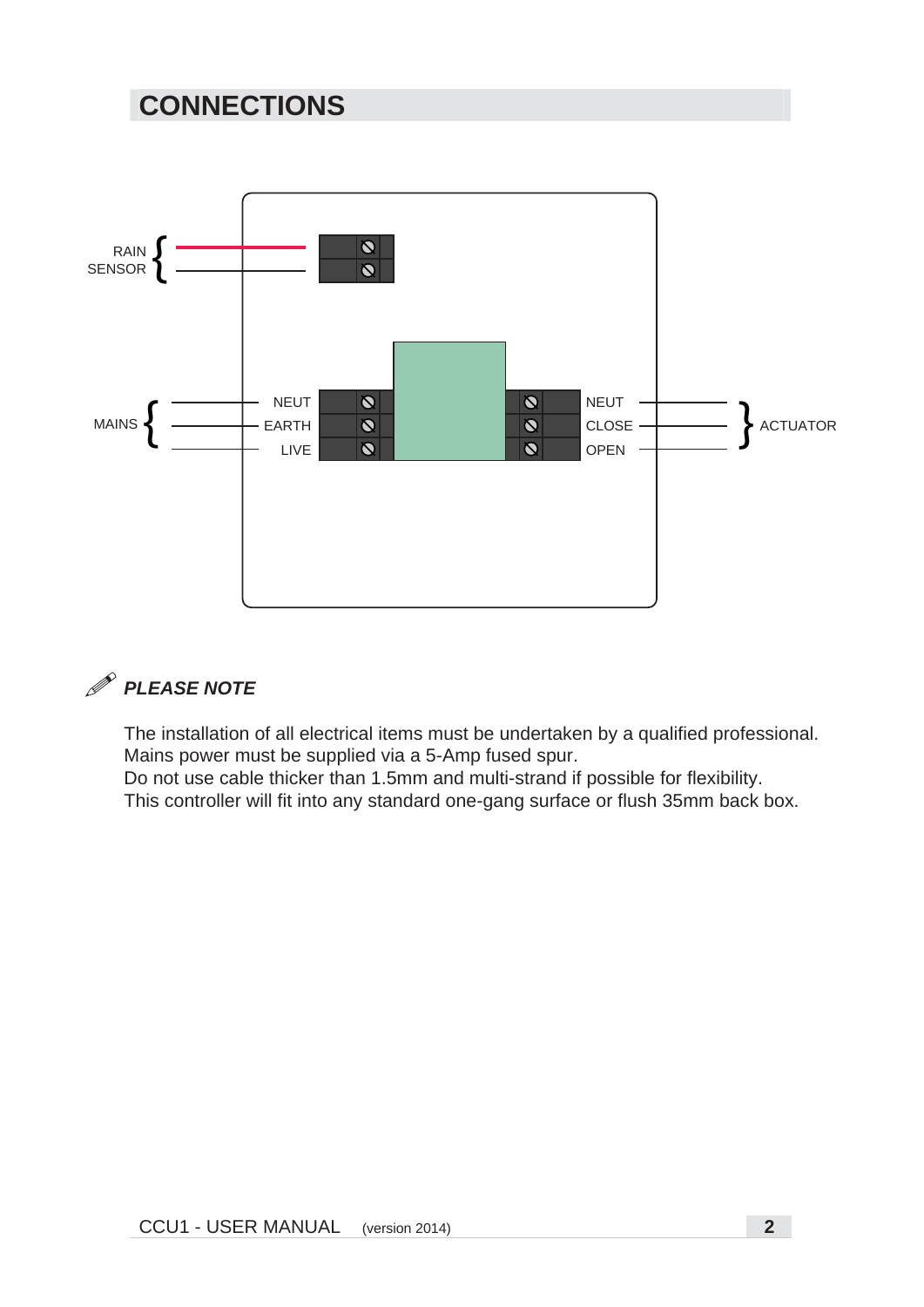# CONNECTIONS

RAIN SENSOR

MAINS: NEUT, EARTH, LIVE

ACTUATOR: NEUT, CLOSE, OPEN

***PLEASE NOTE***

The installation of all electrical items must be undertaken by a qualified professional.
Mains power must be supplied via a 5-Amp fused spur.
Do not use cable thicker than 1.5mm and multi-strand if possible for flexibility.
This controller will fit into any standard one-gang surface or flush 35mm back box.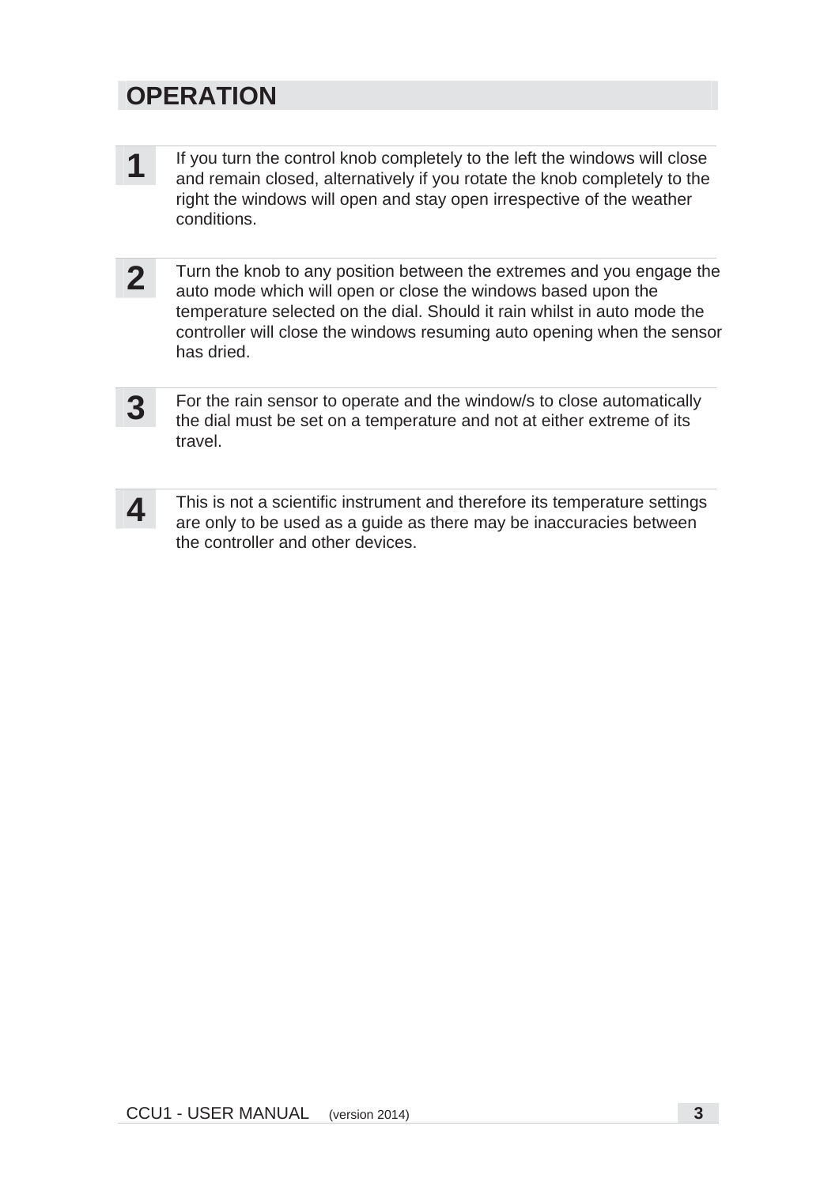## OPERATION

**1** If you turn the control knob completely to the left the windows will close and remain closed, alternatively if you rotate the knob completely to the right the windows will open and stay open irrespective of the weather conditions.

**2** Turn the knob to any position between the extremes and you engage the auto mode which will open or close the windows based upon the temperature selected on the dial. Should it rain whilst in auto mode the controller will close the windows resuming auto opening when the sensor has dried.

**3** For the rain sensor to operate and the window/s to close automatically the dial must be set on a temperature and not at either extreme of its travel.

**4** This is not a scientific instrument and therefore its temperature settings are only to be used as a guide as there may be inaccuracies between the controller and other devices.